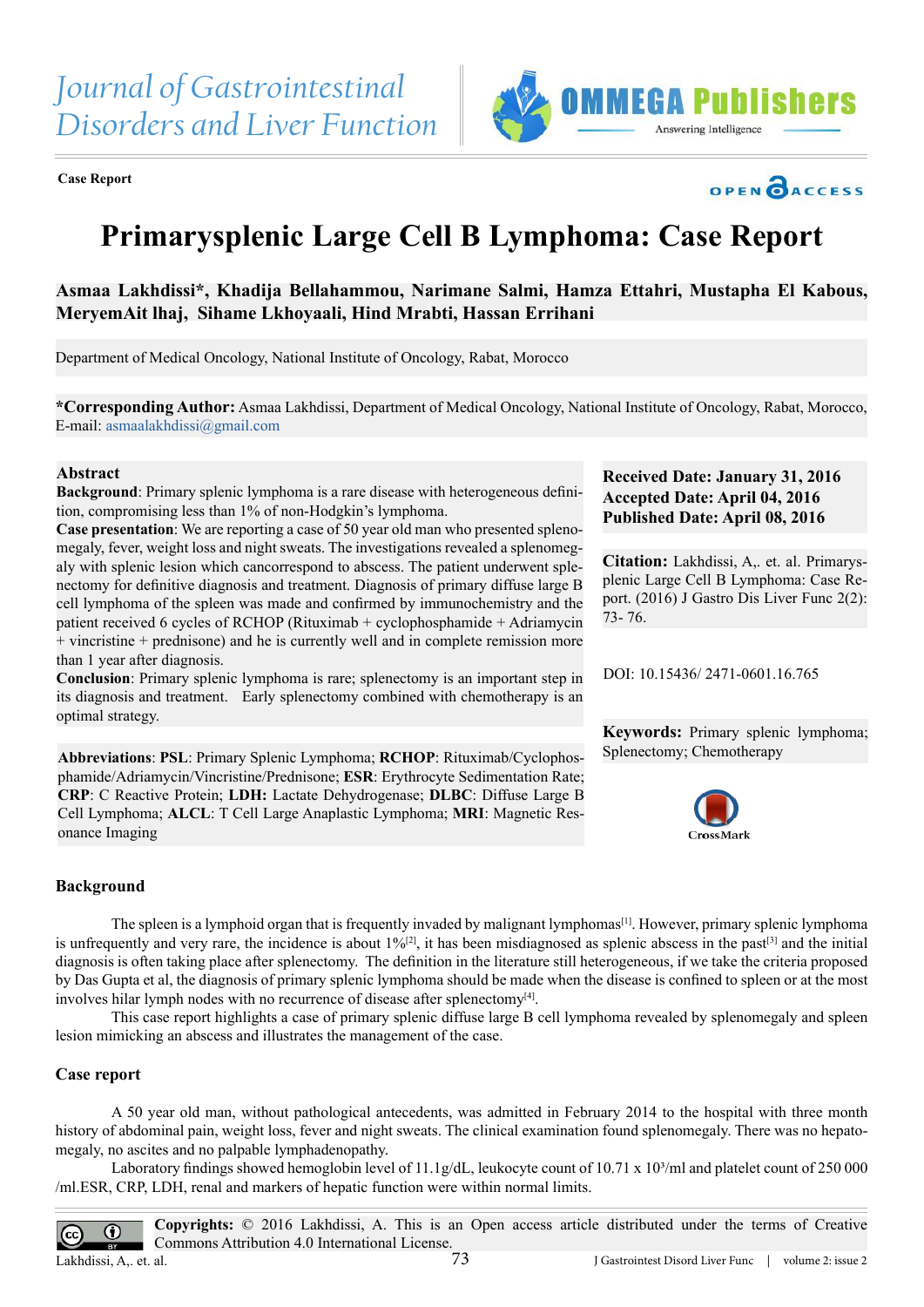Journal of Gastrointestinal Disorders and Liver Function

Case Report

# Primarysplenic Large Cell B Lymphoma: Case Report

**Asmaa Lakhdissi*, Khadija Bellahammou, Narimane Salmi, Hamza Ettahri, Mustapha El Kabous, MeryemAit lhaj, Sihame Lkhoyaali, Hind Mrabti, Hassan Errihani**

Department of Medical Oncology, National Institute of Oncology, Rabat, Morocco

***Corresponding Author:** Asmaa Lakhdissi, Department of Medical Oncology, National Institute of Oncology, Rabat, Morocco, E-mail: asmaalakhdissi@gmail.com

**Received Date: January 31, 2016**
**Accepted Date: April 04, 2016**
**Published Date: April 08, 2016**

**Citation:** Lakhdissi, A,. et. al. Primarysplenic Large Cell B Lymphoma: Case Report. (2016) J Gastro Dis Liver Func 2(2): 73- 76.

DOI: 10.15436/ 2471-0601.16.765

**Keywords:** Primary splenic lymphoma; Splenectomy; Chemotherapy

## Abstract

**Background**: Primary splenic lymphoma is a rare disease with heterogeneous definition, compromising less than 1% of non-Hodgkin's lymphoma.

**Case presentation**: We are reporting a case of 50 year old man who presented splenomegaly, fever, weight loss and night sweats. The investigations revealed a splenomegaly with splenic lesion which cancorrespond to abscess. The patient underwent splenectomy for definitive diagnosis and treatment. Diagnosis of primary diffuse large B cell lymphoma of the spleen was made and confirmed by immunochemistry and the patient received 6 cycles of RCHOP (Rituximab + cyclophosphamide + Adriamycin + vincristine + prednisone) and he is currently well and in complete remission more than 1 year after diagnosis.

**Conclusion**: Primary splenic lymphoma is rare; splenectomy is an important step in its diagnosis and treatment. Early splenectomy combined with chemotherapy is an optimal strategy.

**Abbreviations**: **PSL**: Primary Splenic Lymphoma; **RCHOP**: Rituximab/Cyclophosphamide/Adriamycin/Vincristine/Prednisone; **ESR**: Erythrocyte Sedimentation Rate; **CRP**: C Reactive Protein; **LDH:** Lactate Dehydrogenase; **DLBC**: Diffuse Large B Cell Lymphoma; **ALCL**: T Cell Large Anaplastic Lymphoma; **MRI**: Magnetic Resonance Imaging

## Background

The spleen is a lymphoid organ that is frequently invaded by malignant lymphomas[1]. However, primary splenic lymphoma is unfrequently and very rare, the incidence is about 1%[2], it has been misdiagnosed as splenic abscess in the past[3] and the initial diagnosis is often taking place after splenectomy. The definition in the literature still heterogeneous, if we take the criteria proposed by Das Gupta et al, the diagnosis of primary splenic lymphoma should be made when the disease is confined to spleen or at the most involves hilar lymph nodes with no recurrence of disease after splenectomy[4].

This case report highlights a case of primary splenic diffuse large B cell lymphoma revealed by splenomegaly and spleen lesion mimicking an abscess and illustrates the management of the case.

## Case report

A 50 year old man, without pathological antecedents, was admitted in February 2014 to the hospital with three month history of abdominal pain, weight loss, fever and night sweats. The clinical examination found splenomegaly. There was no hepatomegaly, no ascites and no palpable lymphadenopathy.

Laboratory findings showed hemoglobin level of 11.1g/dL, leukocyte count of 10.71 x 10³/ml and platelet count of 250 000 /ml.ESR, CRP, LDH, renal and markers of hepatic function were within normal limits.

**Copyrights:** © 2016 Lakhdissi, A. This is an Open access article distributed under the terms of Creative Commons Attribution 4.0 International License.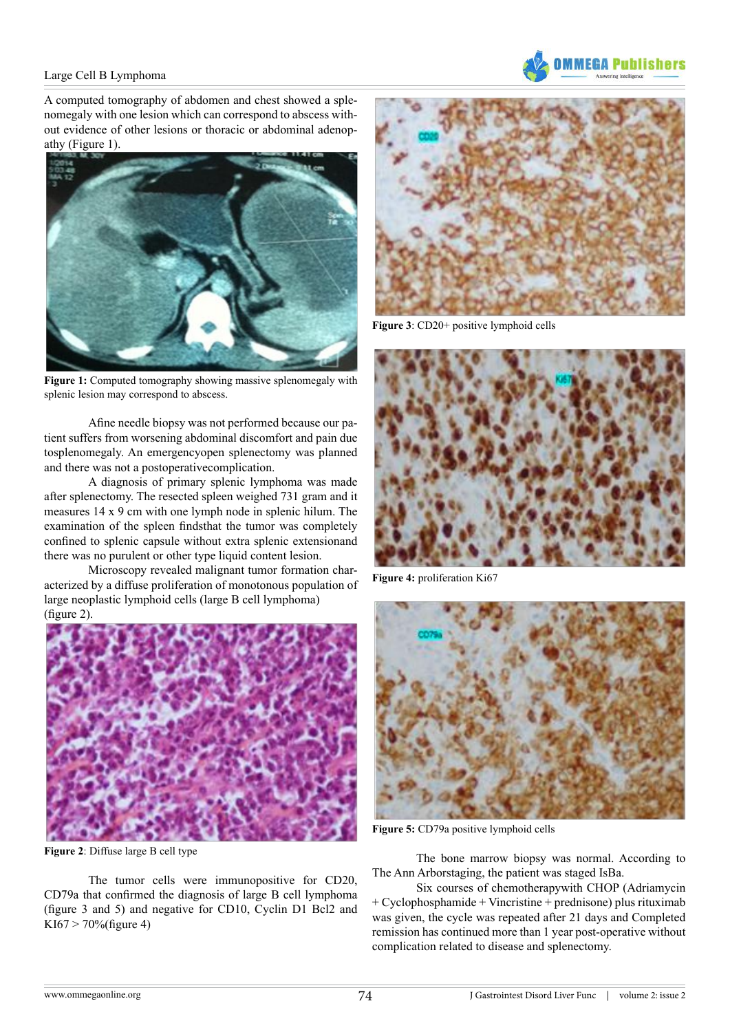A computed tomography of abdomen and chest showed a splenomegaly with one lesion which can correspond to abscess without evidence of other lesions or thoracic or abdominal adenopathy (Figure 1).

**Figure 1:** Computed tomography showing massive splenomegaly with splenic lesion may correspond to abscess.

Afine needle biopsy was not performed because our patient suffers from worsening abdominal discomfort and pain due tosplenomegaly. An emergencyopen splenectomy was planned and there was not a postoperativecomplication.

A diagnosis of primary splenic lymphoma was made after splenectomy. The resected spleen weighed 731 gram and it measures 14 x 9 cm with one lymph node in splenic hilum. The examination of the spleen findsthat the tumor was completely confined to splenic capsule without extra splenic extensionand there was no purulent or other type liquid content lesion.

Microscopy revealed malignant tumor formation characterized by a diffuse proliferation of monotonous population of large neoplastic lymphoid cells (large B cell lymphoma) (figure 2).

**Figure 2**: Diffuse large B cell type

The tumor cells were immunopositive for CD20, CD79a that confirmed the diagnosis of large B cell lymphoma (figure 3 and 5) and negative for CD10, Cyclin D1 Bcl2 and KI67 > 70%(figure 4)

**Figure 3**: CD20+ positive lymphoid cells

**Figure 4:** proliferation Ki67

**Figure 5:** CD79a positive lymphoid cells

The bone marrow biopsy was normal. According to The Ann Arborstaging, the patient was staged IsBa.

Six courses of chemotherapywith CHOP (Adriamycin + Cyclophosphamide + Vincristine + prednisone) plus rituximab was given, the cycle was repeated after 21 days and Completed remission has continued more than 1 year post-operative without complication related to disease and splenectomy.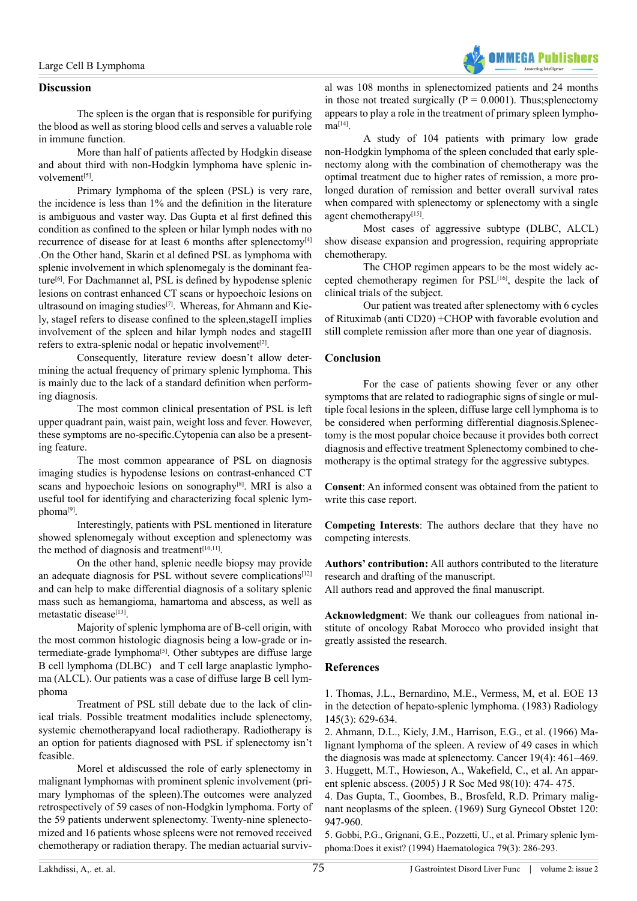## Discussion

The spleen is the organ that is responsible for purifying the blood as well as storing blood cells and serves a valuable role in immune function.

More than half of patients affected by Hodgkin disease and about third with non-Hodgkin lymphoma have splenic involvement[5].

Primary lymphoma of the spleen (PSL) is very rare, the incidence is less than 1% and the definition in the literature is ambiguous and vaster way. Das Gupta et al first defined this condition as confined to the spleen or hilar lymph nodes with no recurrence of disease for at least 6 months after splenectomy[4] .On the Other hand, Skarin et al defined PSL as lymphoma with splenic involvement in which splenomegaly is the dominant feature[6]. For Dachmannet al, PSL is defined by hypodense splenic lesions on contrast enhanced CT scans or hypoechoic lesions on ultrasound on imaging studies[7]. Whereas, for Ahmann and Kiely, stageI refers to disease confined to the spleen,stageII implies involvement of the spleen and hilar lymph nodes and stageIII refers to extra-splenic nodal or hepatic involvement[2].

Consequently, literature review doesn't allow determining the actual frequency of primary splenic lymphoma. This is mainly due to the lack of a standard definition when performing diagnosis.

The most common clinical presentation of PSL is left upper quadrant pain, waist pain, weight loss and fever. However, these symptoms are no-specific.Cytopenia can also be a presenting feature.

The most common appearance of PSL on diagnosis imaging studies is hypodense lesions on contrast-enhanced CT scans and hypoechoic lesions on sonography[8]. MRI is also a useful tool for identifying and characterizing focal splenic lymphoma[9].

Interestingly, patients with PSL mentioned in literature showed splenomegaly without exception and splenectomy was the method of diagnosis and treatment[10,11].

On the other hand, splenic needle biopsy may provide an adequate diagnosis for PSL without severe complications[12] and can help to make differential diagnosis of a solitary splenic mass such as hemangioma, hamartoma and abscess, as well as metastatic disease[13].

Majority of splenic lymphoma are of B-cell origin, with the most common histologic diagnosis being a low-grade or intermediate-grade lymphoma[5]. Other subtypes are diffuse large B cell lymphoma (DLBC) and T cell large anaplastic lymphoma (ALCL). Our patients was a case of diffuse large B cell lymphoma

Treatment of PSL still debate due to the lack of clinical trials. Possible treatment modalities include splenectomy, systemic chemotherapyand local radiotherapy. Radiotherapy is an option for patients diagnosed with PSL if splenectomy isn't feasible.

Morel et aldiscussed the role of early splenectomy in malignant lymphomas with prominent splenic involvement (primary lymphomas of the spleen).The outcomes were analyzed retrospectively of 59 cases of non-Hodgkin lymphoma. Forty of the 59 patients underwent splenectomy. Twenty-nine splenectomized and 16 patients whose spleens were not removed received chemotherapy or radiation therapy. The median actuarial survival was 108 months in splenectomized patients and 24 months in those not treated surgically (P = 0.0001). Thus;splenectomy appears to play a role in the treatment of primary spleen lymphoma[14].

A study of 104 patients with primary low grade non-Hodgkin lymphoma of the spleen concluded that early splenectomy along with the combination of chemotherapy was the optimal treatment due to higher rates of remission, a more prolonged duration of remission and better overall survival rates when compared with splenectomy or splenectomy with a single agent chemotherapy[15].

Most cases of aggressive subtype (DLBC, ALCL) show disease expansion and progression, requiring appropriate chemotherapy.

The CHOP regimen appears to be the most widely accepted chemotherapy regimen for PSL[16], despite the lack of clinical trials of the subject.

Our patient was treated after splenectomy with 6 cycles of Rituximab (anti CD20) +CHOP with favorable evolution and still complete remission after more than one year of diagnosis.

## Conclusion

For the case of patients showing fever or any other symptoms that are related to radiographic signs of single or multiple focal lesions in the spleen, diffuse large cell lymphoma is to be considered when performing differential diagnosis.Splenectomy is the most popular choice because it provides both correct diagnosis and effective treatment Splenectomy combined to chemotherapy is the optimal strategy for the aggressive subtypes.

**Consent**: An informed consent was obtained from the patient to write this case report.

**Competing Interests**: The authors declare that they have no competing interests.

**Authors' contribution:** All authors contributed to the literature research and drafting of the manuscript.
All authors read and approved the final manuscript.

**Acknowledgment**: We thank our colleagues from national institute of oncology Rabat Morocco who provided insight that greatly assisted the research.

## References

1. Thomas, J.L., Bernardino, M.E., Vermess, M, et al. EOE 13 in the detection of hepato-splenic lymphoma. (1983) Radiology 145(3): 629-634.
2. Ahmann, D.L., Kiely, J.M., Harrison, E.G., et al. (1966) Malignant lymphoma of the spleen. A review of 49 cases in which the diagnosis was made at splenectomy. Cancer 19(4): 461–469.
3. Huggett, M.T., Howieson, A., Wakefield, C., et al. An apparent splenic abscess. (2005) J R Soc Med 98(10): 474- 475.
4. Das Gupta, T., Goombes, B., Brosfeld, R.D. Primary malignant neoplasms of the spleen. (1969) Surg Gynecol Obstet 120: 947-960.
5. Gobbi, P.G., Grignani, G.E., Pozzetti, U., et al. Primary splenic lymphoma:Does it exist? (1994) Haematologica 79(3): 286-293.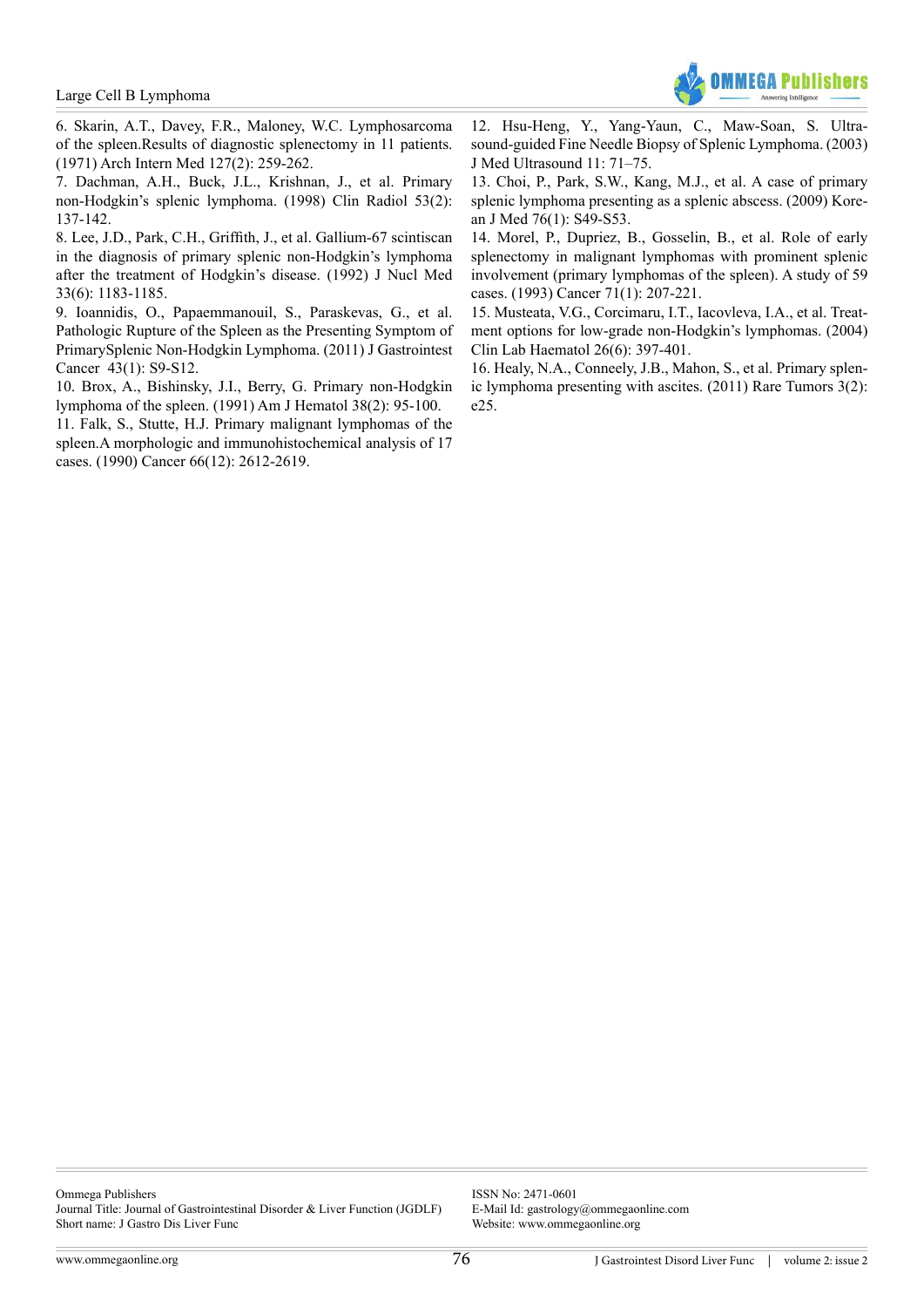6. Skarin, A.T., Davey, F.R., Maloney, W.C. Lymphosarcoma of the spleen.Results of diagnostic splenectomy in 11 patients. (1971) Arch Intern Med 127(2): 259-262.

7. Dachman, A.H., Buck, J.L., Krishnan, J., et al. Primary non-Hodgkin's splenic lymphoma. (1998) Clin Radiol 53(2): 137-142.

8. Lee, J.D., Park, C.H., Griffith, J., et al. Gallium-67 scintiscan in the diagnosis of primary splenic non-Hodgkin's lymphoma after the treatment of Hodgkin's disease. (1992) J Nucl Med 33(6): 1183-1185.

9. Ioannidis, O., Papaemmanouil, S., Paraskevas, G., et al. Pathologic Rupture of the Spleen as the Presenting Symptom of PrimarySplenic Non-Hodgkin Lymphoma. (2011) J Gastrointest Cancer 43(1): S9-S12.

10. Brox, A., Bishinsky, J.I., Berry, G. Primary non-Hodgkin lymphoma of the spleen. (1991) Am J Hematol 38(2): 95-100.

11. Falk, S., Stutte, H.J. Primary malignant lymphomas of the spleen.A morphologic and immunohistochemical analysis of 17 cases. (1990) Cancer 66(12): 2612-2619.

12. Hsu-Heng, Y., Yang-Yaun, C., Maw-Soan, S. Ultrasound-guided Fine Needle Biopsy of Splenic Lymphoma. (2003) J Med Ultrasound 11: 71–75.

13. Choi, P., Park, S.W., Kang, M.J., et al. A case of primary splenic lymphoma presenting as a splenic abscess. (2009) Korean J Med 76(1): S49-S53.

14. Morel, P., Dupriez, B., Gosselin, B., et al. Role of early splenectomy in malignant lymphomas with prominent splenic involvement (primary lymphomas of the spleen). A study of 59 cases. (1993) Cancer 71(1): 207-221.

15. Musteata, V.G., Corcimaru, I.T., Iacovleva, I.A., et al. Treatment options for low-grade non-Hodgkin's lymphomas. (2004) Clin Lab Haematol 26(6): 397-401.

16. Healy, N.A., Conneely, J.B., Mahon, S., et al. Primary splenic lymphoma presenting with ascites. (2011) Rare Tumors 3(2): e25.